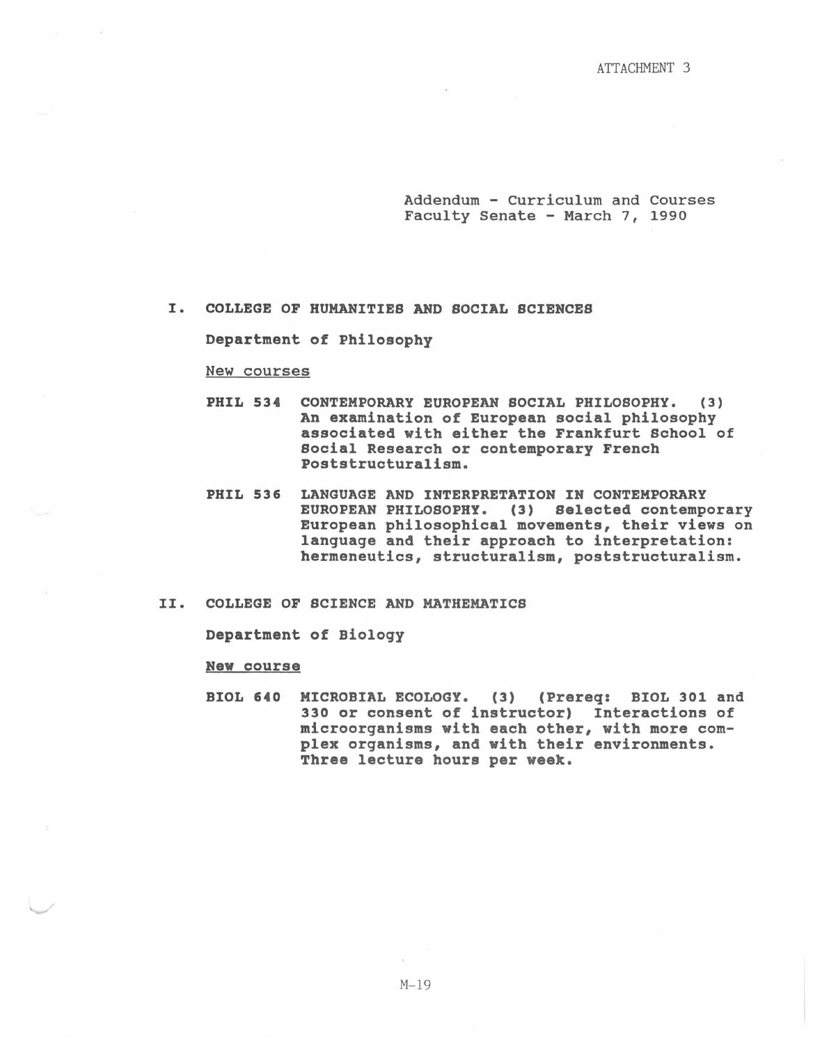ATTACHMENT 3

Addendum - Curriculum and Courses
Faculty Senate - March 7, 1990

## I. COLLEGE OF HUMANITIES AND SOCIAL SCIENCES

**Department of Philosophy**

New courses

**PHIL 534 CONTEMPORARY EUROPEAN SOCIAL PHILOSOPHY. (3) An examination of European social philosophy associated with either the Frankfurt School of Social Research or contemporary French Poststructuralism.**

**PHIL 536 LANGUAGE AND INTERPRETATION IN CONTEMPORARY EUROPEAN PHILOSOPHY. (3) Selected contemporary European philosophical movements, their views on language and their approach to interpretation: hermeneutics, structuralism, poststructuralism.**

## II. COLLEGE OF SCIENCE AND MATHEMATICS

**Department of Biology**

**New course**

**BIOL 640 MICROBIAL ECOLOGY. (3) (Prereq: BIOL 301 and 330 or consent of instructor) Interactions of microorganisms with each other, with more complex organisms, and with their environments. Three lecture hours per week.**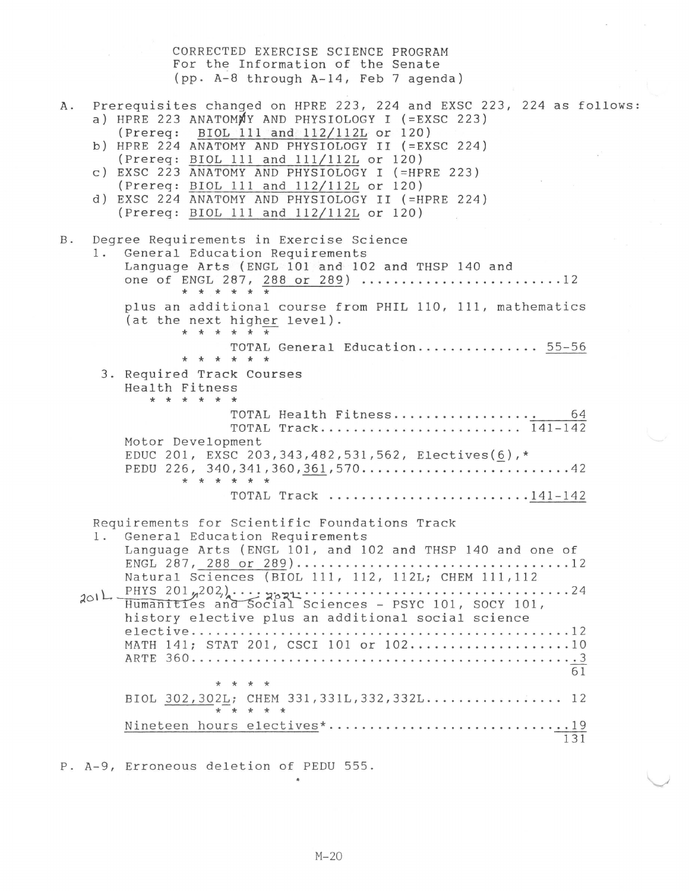CORRECTED EXERCISE SCIENCE PROGRAM
For the Information of the Senate
(pp. A-8 through A-14, Feb 7 agenda)

A. Prerequisites changed on HPRE 223, 224 and EXSC 223, 224 as follows:

a) HPRE 223 ANATOMY AND PHYSIOLOGY I (=EXSC 223)
(Prereq: BIOL 111 and 112/112L or 120)

b) HPRE 224 ANATOMY AND PHYSIOLOGY II (=EXSC 224)
(Prereq: BIOL 111 and 111/112L or 120)

c) EXSC 223 ANATOMY AND PHYSIOLOGY I (=HPRE 223)
(Prereq: BIOL 111 and 112/112L or 120)

d) EXSC 224 ANATOMY AND PHYSIOLOGY II (=HPRE 224)
(Prereq: BIOL 111 and 112/112L or 120)

B. Degree Requirements in Exercise Science

1. General Education Requirements
Language Arts (ENGL 101 and 102 and THSP 140 and one of ENGL 287, 288 or 289) ........................12

\* \* \* \* \* \*

plus an additional course from PHIL 110, 111, mathematics (at the next higher level).

\* \* \* \* \* \*

TOTAL General Education.............. 55-56

\* \* \* \* \* \*

3. Required Track Courses
Health Fitness

\* \* \* \* \* \*

TOTAL Health Fitness................. 64
TOTAL Track......................... 141-142

Motor Development
EDUC 201, EXSC 203,343,482,531,562, Electives(6),*
PEDU 226, 340,341,360,361,570.........................42

\* \* \* \* \* \*

TOTAL Track ........................141-142

Requirements for Scientific Foundations Track

1. General Education Requirements
Language Arts (ENGL 101, and 102 and THSP 140 and one of ENGL 287, 288 or 289).................................12
Natural Sciences (BIOL 111, 112, 112L; CHEM 111,112
PHYS 201, 201L, 202, 202L)..........................................24
Humanities and Social Sciences - PSYC 101, SOCY 101, history elective plus an additional social science elective..............................................12
MATH 141; STAT 201, CSCI 101 or 102....................10
ARTE 360................................................3
61

\* \* \* \*

BIOL 302,302L; CHEM 331,331L,332,332L................ 12

\* \* \* \* \*

Nineteen hours electives*...........................19
131

P. A-9, Erroneous deletion of PEDU 555.